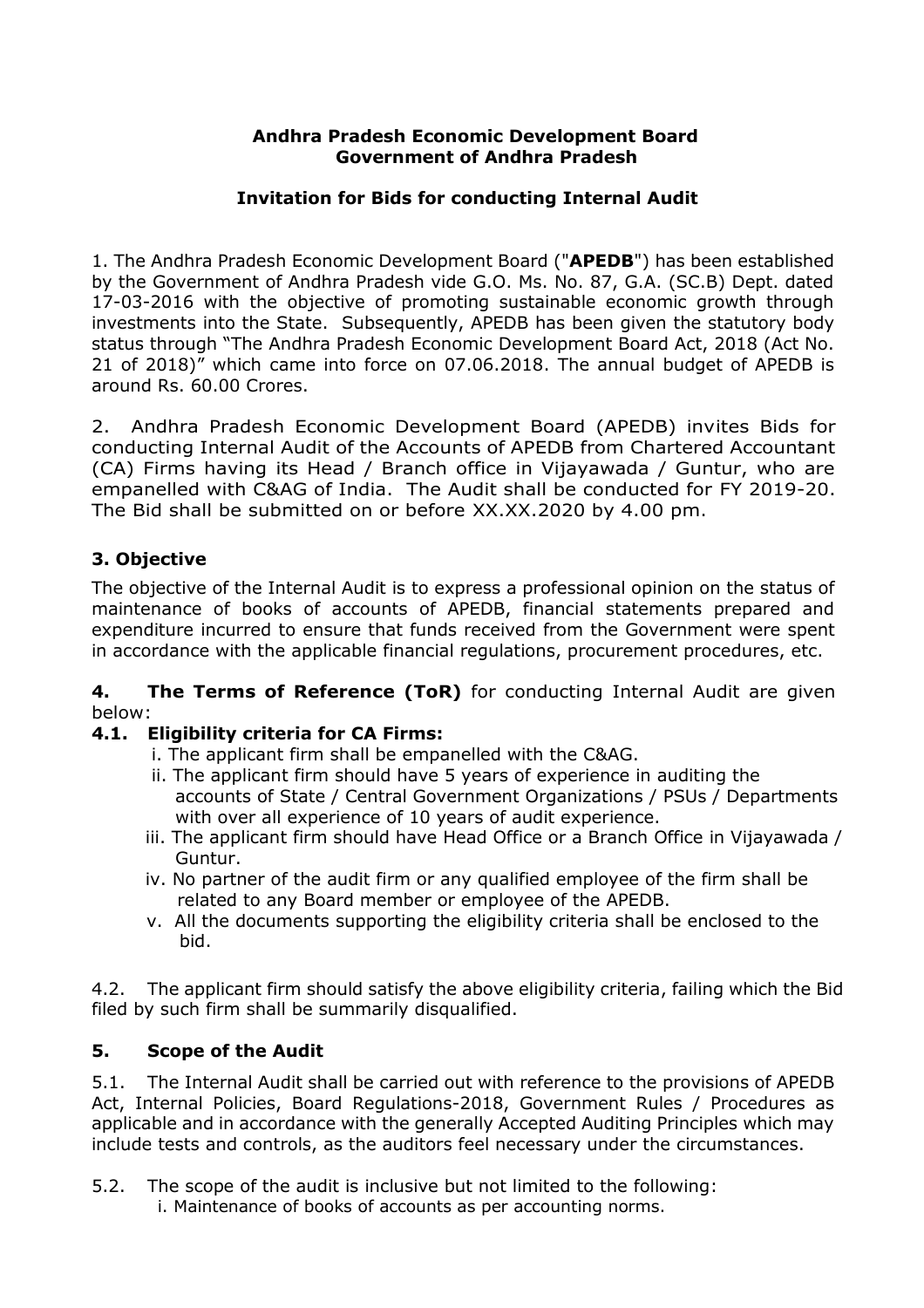**Andhra Pradesh Economic Development Board**
**Government of Andhra Pradesh**

**Invitation for Bids for conducting Internal Audit**

1. The Andhra Pradesh Economic Development Board ("**APEDB**") has been established by the Government of Andhra Pradesh vide G.O. Ms. No. 87, G.A. (SC.B) Dept. dated 17-03-2016 with the objective of promoting sustainable economic growth through investments into the State. Subsequently, APEDB has been given the statutory body status through "The Andhra Pradesh Economic Development Board Act, 2018 (Act No. 21 of 2018)" which came into force on 07.06.2018. The annual budget of APEDB is around Rs. 60.00 Crores.

2. Andhra Pradesh Economic Development Board (APEDB) invites Bids for conducting Internal Audit of the Accounts of APEDB from Chartered Accountant (CA) Firms having its Head / Branch office in Vijayawada / Guntur, who are empanelled with C&AG of India. The Audit shall be conducted for FY 2019-20. The Bid shall be submitted on or before XX.XX.2020 by 4.00 pm.

## 3. Objective

The objective of the Internal Audit is to express a professional opinion on the status of maintenance of books of accounts of APEDB, financial statements prepared and expenditure incurred to ensure that funds received from the Government were spent in accordance with the applicable financial regulations, procurement procedures, etc.

**4. The Terms of Reference (ToR)** for conducting Internal Audit are given below:

### 4.1. Eligibility criteria for CA Firms:

i. The applicant firm shall be empanelled with the C&AG.
ii. The applicant firm should have 5 years of experience in auditing the accounts of State / Central Government Organizations / PSUs / Departments with over all experience of 10 years of audit experience.
iii. The applicant firm should have Head Office or a Branch Office in Vijayawada / Guntur.
iv. No partner of the audit firm or any qualified employee of the firm shall be related to any Board member or employee of the APEDB.
v. All the documents supporting the eligibility criteria shall be enclosed to the bid.

4.2. The applicant firm should satisfy the above eligibility criteria, failing which the Bid filed by such firm shall be summarily disqualified.

## 5. Scope of the Audit

5.1. The Internal Audit shall be carried out with reference to the provisions of APEDB Act, Internal Policies, Board Regulations-2018, Government Rules / Procedures as applicable and in accordance with the generally Accepted Auditing Principles which may include tests and controls, as the auditors feel necessary under the circumstances.

5.2. The scope of the audit is inclusive but not limited to the following:

i. Maintenance of books of accounts as per accounting norms.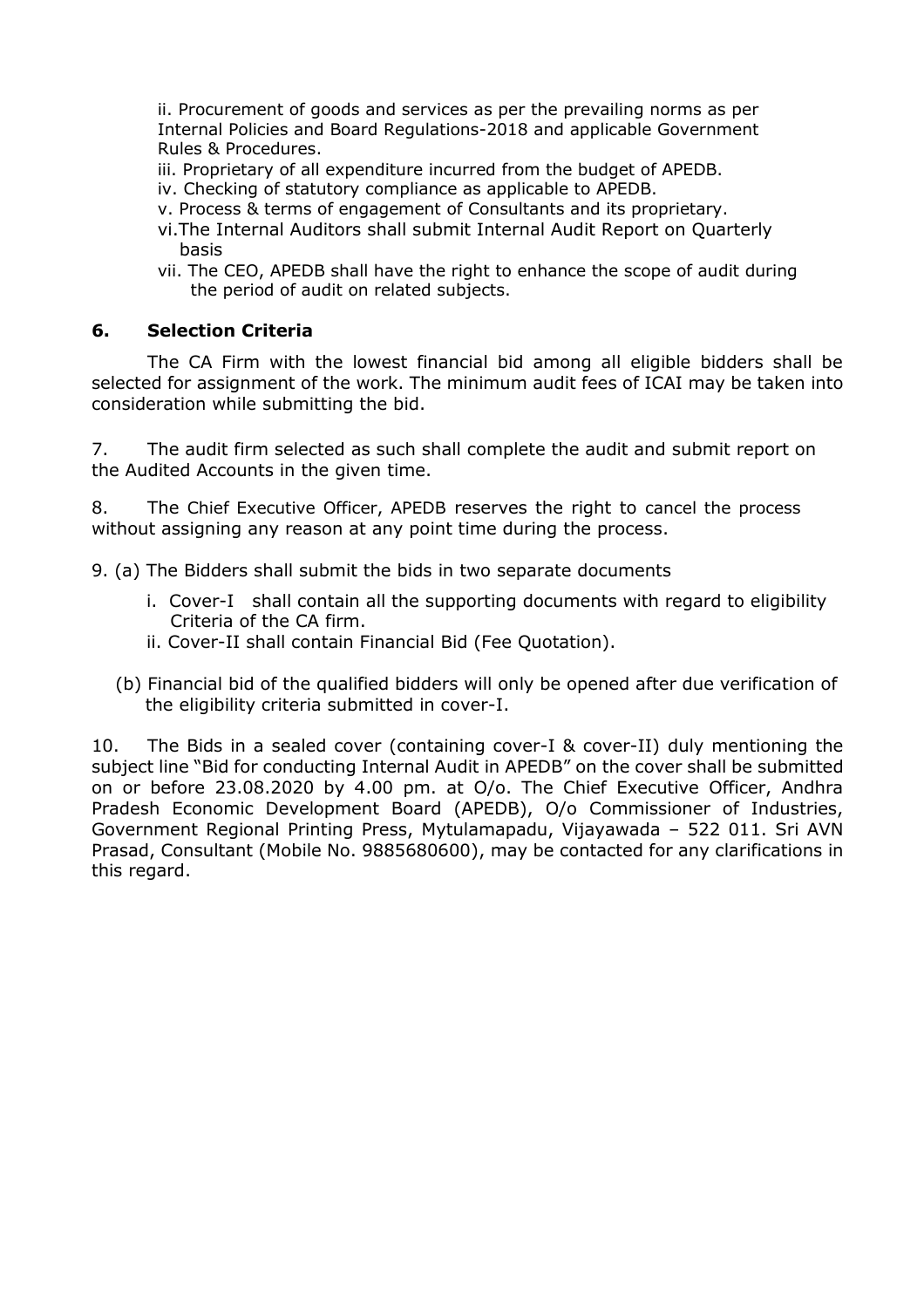ii. Procurement of goods and services as per the prevailing norms as per Internal Policies and Board Regulations-2018 and applicable Government Rules & Procedures.
iii. Proprietary of all expenditure incurred from the budget of APEDB.
iv. Checking of statutory compliance as applicable to APEDB.
v. Process & terms of engagement of Consultants and its proprietary.
vi. The Internal Auditors shall submit Internal Audit Report on Quarterly basis
vii. The CEO, APEDB shall have the right to enhance the scope of audit during the period of audit on related subjects.

**6. Selection Criteria**

The CA Firm with the lowest financial bid among all eligible bidders shall be selected for assignment of the work. The minimum audit fees of ICAI may be taken into consideration while submitting the bid.

7. The audit firm selected as such shall complete the audit and submit report on the Audited Accounts in the given time.

8. The Chief Executive Officer, APEDB reserves the right to cancel the process without assigning any reason at any point time during the process.

9. (a) The Bidders shall submit the bids in two separate documents

i. Cover-I shall contain all the supporting documents with regard to eligibility Criteria of the CA firm.
ii. Cover-II shall contain Financial Bid (Fee Quotation).

(b) Financial bid of the qualified bidders will only be opened after due verification of the eligibility criteria submitted in cover-I.

10. The Bids in a sealed cover (containing cover-I & cover-II) duly mentioning the subject line "Bid for conducting Internal Audit in APEDB" on the cover shall be submitted on or before 23.08.2020 by 4.00 pm. at O/o. The Chief Executive Officer, Andhra Pradesh Economic Development Board (APEDB), O/o Commissioner of Industries, Government Regional Printing Press, Mytulamapadu, Vijayawada – 522 011. Sri AVN Prasad, Consultant (Mobile No. 9885680600), may be contacted for any clarifications in this regard.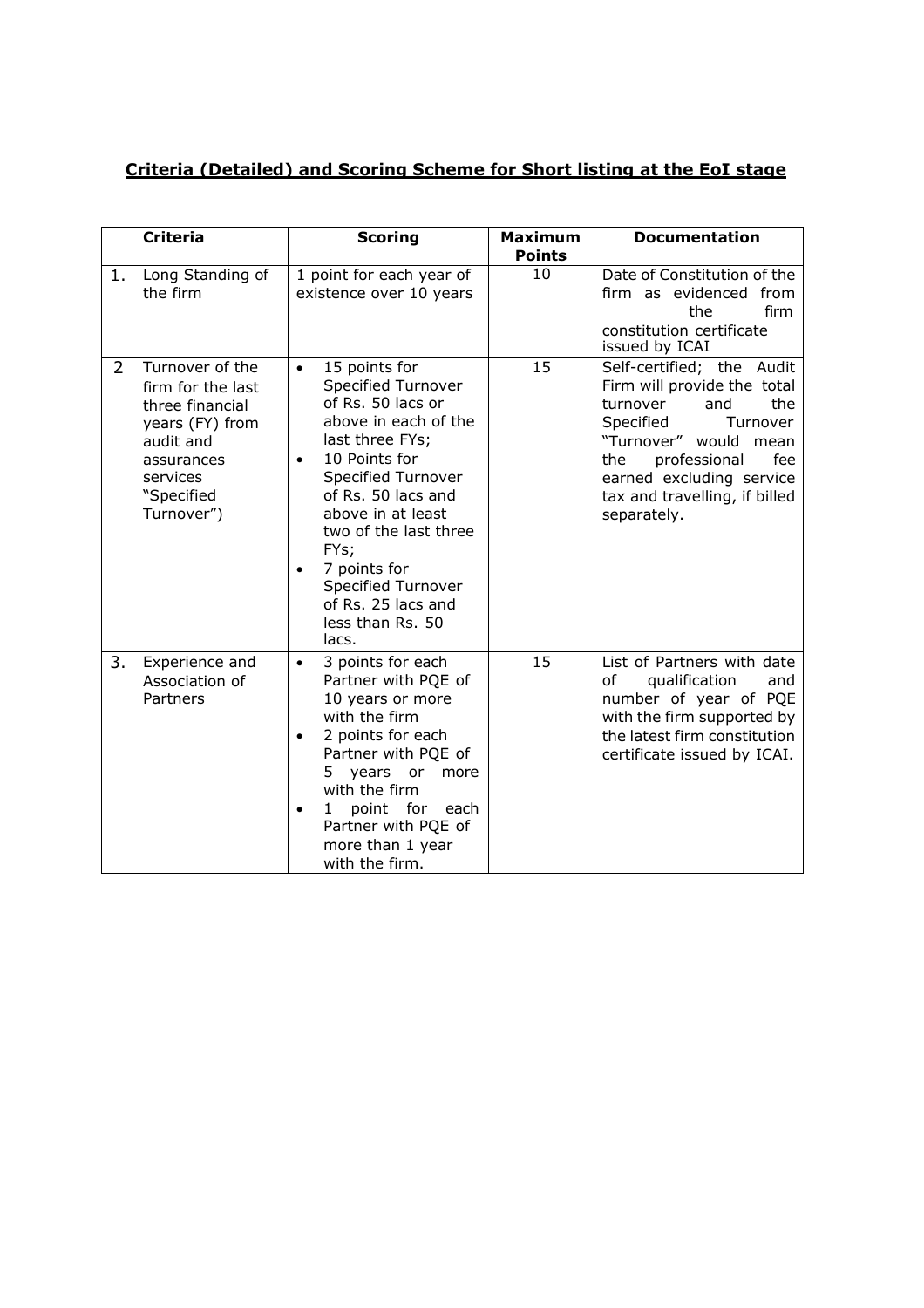## Criteria (Detailed) and Scoring Scheme for Short listing at the EoI stage

| | Criteria | Scoring | Maximum Points | Documentation |
|---|---|---|---|---|
| 1. | Long Standing of the firm | 1 point for each year of existence over 10 years | 10 | Date of Constitution of the firm as evidenced from the firm constitution certificate issued by ICAI |
| 2 | Turnover of the firm for the last three financial years (FY) from audit and assurances services "Specified Turnover") | • 15 points for Specified Turnover of Rs. 50 lacs or above in each of the last three FYs;<br>• 10 Points for Specified Turnover of Rs. 50 lacs and above in at least two of the last three FYs;<br>• 7 points for Specified Turnover of Rs. 25 lacs and less than Rs. 50 lacs. | 15 | Self-certified; the Audit Firm will provide the total turnover and the Specified Turnover "Turnover" would mean the professional fee earned excluding service tax and travelling, if billed separately. |
| 3. | Experience and Association of Partners | • 3 points for each Partner with PQE of 10 years or more with the firm<br>• 2 points for each Partner with PQE of 5 years or more with the firm<br>• 1 point for each Partner with PQE of more than 1 year with the firm. | 15 | List of Partners with date of qualification and number of year of PQE with the firm supported by the latest firm constitution certificate issued by ICAI. |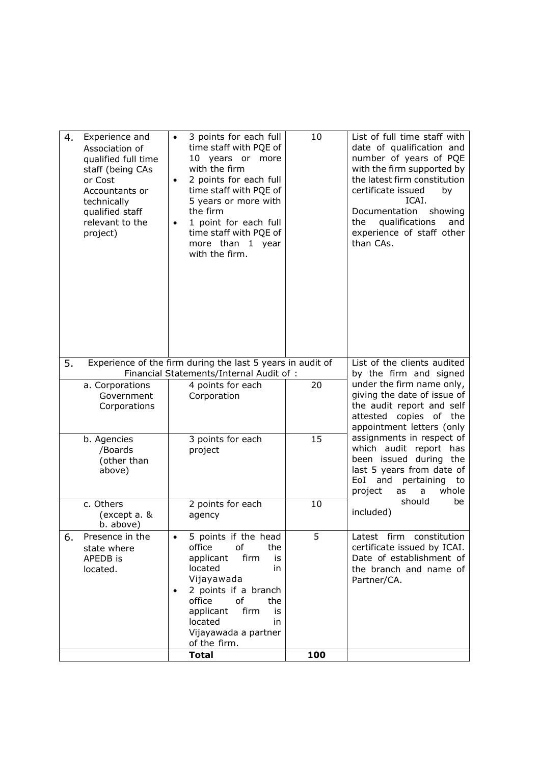| | | | | |
|---|---|---|---|---|
| 4. | Experience and Association of qualified full time staff (being CAs or Cost Accountants or technically qualified staff relevant to the project) | • 3 points for each full time staff with PQE of 10 years or more with the firm<br>• 2 points for each full time staff with PQE of 5 years or more with the firm<br>• 1 point for each full time staff with PQE of more than 1 year with the firm. | 10 | List of full time staff with date of qualification and number of years of PQE with the firm supported by the latest firm constitution certificate issued by ICAI.<br>Documentation showing the qualifications and experience of staff other than CAs. |
| 5. | Experience of the firm during the last 5 years in audit of Financial Statements/Internal Audit of : | | | List of the clients audited by the firm and signed under the firm name only, giving the date of issue of the audit report and self attested copies of the appointment letters (only assignments in respect of which audit report has been issued during the last 5 years from date of EoI and pertaining to project as a whole should be included) |
| | a. Corporations Government Corporations | 4 points for each Corporation | 20 | |
| | b. Agencies /Boards (other than above) | 3 points for each project | 15 | |
| | c. Others (except a. & b. above) | 2 points for each agency | 10 | |
| 6. | Presence in the state where APEDB is located. | • 5 points if the head office of the applicant firm is located in Vijayawada<br>• 2 points if a branch office of the applicant firm is located in Vijayawada a partner of the firm. | 5 | Latest firm constitution certificate issued by ICAI. Date of establishment of the branch and name of Partner/CA. |
| | | **Total** | **100** | |